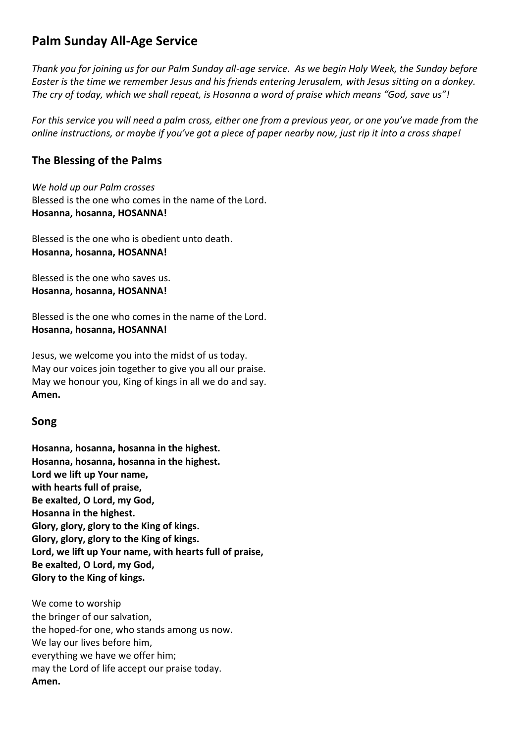# Palm Sunday All-Age Service

*Thank you for joining us for our Palm Sunday all-age service. As we begin Holy Week, the Sunday before Easter is the time we remember Jesus and his friends entering Jerusalem, with Jesus sitting on a donkey. The cry of today, which we shall repeat, is Hosanna a word of praise which means "God, save us"!*

*For this service you will need a palm cross, either one from a previous year, or one you've made from the online instructions, or maybe if you've got a piece of paper nearby now, just rip it into a cross shape!*

## The Blessing of the Palms

*We hold up our Palm crosses*
Blessed is the one who comes in the name of the Lord.
**Hosanna, hosanna, HOSANNA!**

Blessed is the one who is obedient unto death.
**Hosanna, hosanna, HOSANNA!**

Blessed is the one who saves us.
**Hosanna, hosanna, HOSANNA!**

Blessed is the one who comes in the name of the Lord.
**Hosanna, hosanna, HOSANNA!**

Jesus, we welcome you into the midst of us today.
May our voices join together to give you all our praise.
May we honour you, King of kings in all we do and say.
**Amen.**

## Song

**Hosanna, hosanna, hosanna in the highest.**
**Hosanna, hosanna, hosanna in the highest.**
**Lord we lift up Your name,**
**with hearts full of praise,**
**Be exalted, O Lord, my God,**
**Hosanna in the highest.**
**Glory, glory, glory to the King of kings.**
**Glory, glory, glory to the King of kings.**
**Lord, we lift up Your name, with hearts full of praise,**
**Be exalted, O Lord, my God,**
**Glory to the King of kings.**

We come to worship
the bringer of our salvation,
the hoped-for one, who stands among us now.
We lay our lives before him,
everything we have we offer him;
may the Lord of life accept our praise today.
**Amen.**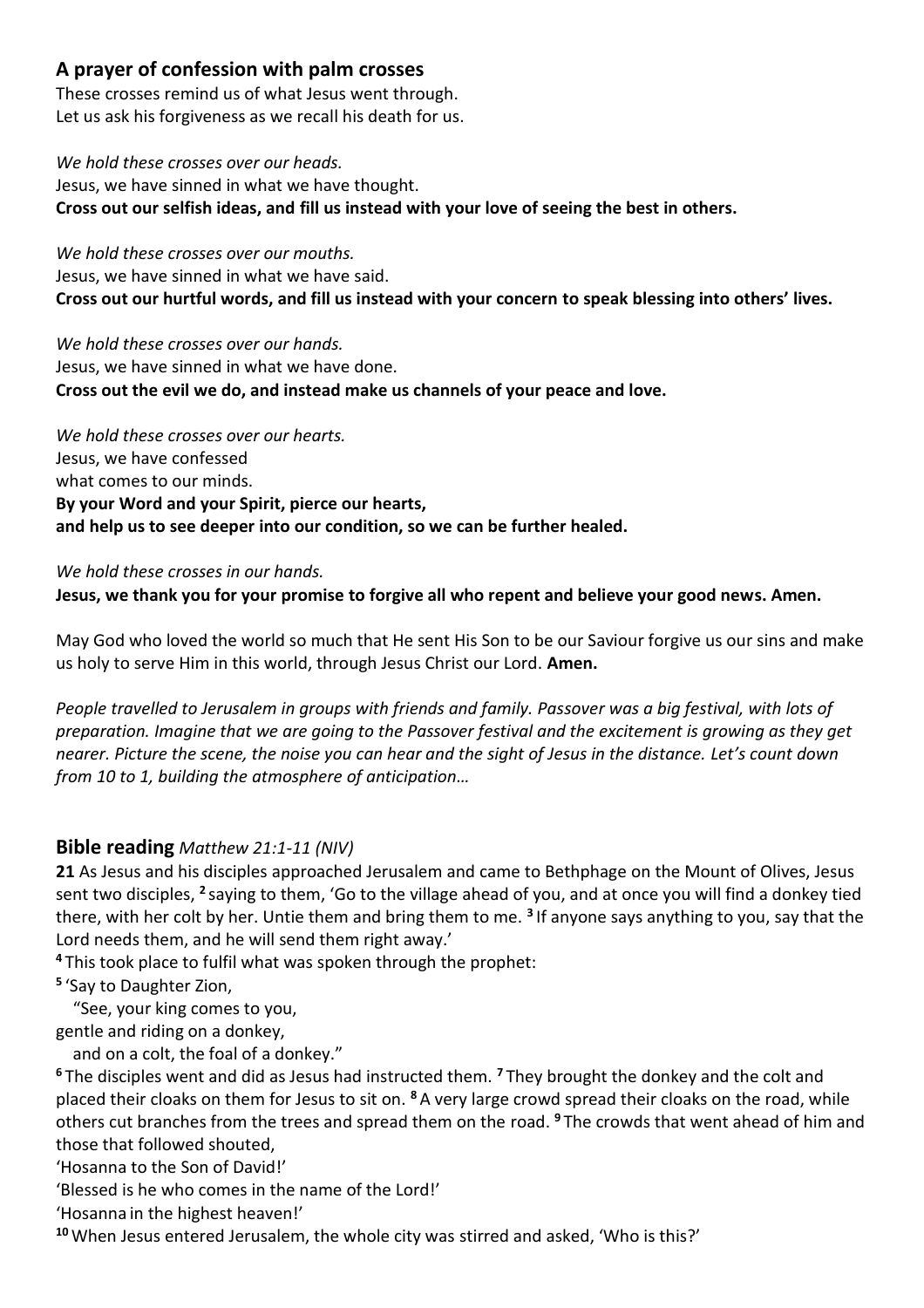## A prayer of confession with palm crosses

These crosses remind us of what Jesus went through.
Let us ask his forgiveness as we recall his death for us.

*We hold these crosses over our heads.*
Jesus, we have sinned in what we have thought.
**Cross out our selfish ideas, and fill us instead with your love of seeing the best in others.**

*We hold these crosses over our mouths.*
Jesus, we have sinned in what we have said.
**Cross out our hurtful words, and fill us instead with your concern to speak blessing into others' lives.**

*We hold these crosses over our hands.*
Jesus, we have sinned in what we have done.
**Cross out the evil we do, and instead make us channels of your peace and love.**

*We hold these crosses over our hearts.*
Jesus, we have confessed
what comes to our minds.
**By your Word and your Spirit, pierce our hearts,**
**and help us to see deeper into our condition, so we can be further healed.**

*We hold these crosses in our hands.*
**Jesus, we thank you for your promise to forgive all who repent and believe your good news. Amen.**

May God who loved the world so much that He sent His Son to be our Saviour forgive us our sins and make us holy to serve Him in this world, through Jesus Christ our Lord. **Amen.**

*People travelled to Jerusalem in groups with friends and family. Passover was a big festival, with lots of preparation. Imagine that we are going to the Passover festival and the excitement is growing as they get nearer. Picture the scene, the noise you can hear and the sight of Jesus in the distance. Let's count down from 10 to 1, building the atmosphere of anticipation…*

## Bible reading *Matthew 21:1-11 (NIV)*

**21** As Jesus and his disciples approached Jerusalem and came to Bethphage on the Mount of Olives, Jesus sent two disciples, **2** saying to them, 'Go to the village ahead of you, and at once you will find a donkey tied there, with her colt by her. Untie them and bring them to me. **3** If anyone says anything to you, say that the Lord needs them, and he will send them right away.'
**4** This took place to fulfil what was spoken through the prophet:
**5** 'Say to Daughter Zion,
"See, your king comes to you,
gentle and riding on a donkey,
and on a colt, the foal of a donkey."
**6** The disciples went and did as Jesus had instructed them. **7** They brought the donkey and the colt and placed their cloaks on them for Jesus to sit on. **8** A very large crowd spread their cloaks on the road, while others cut branches from the trees and spread them on the road. **9** The crowds that went ahead of him and those that followed shouted,
'Hosanna to the Son of David!'
'Blessed is he who comes in the name of the Lord!'
'Hosanna in the highest heaven!'
**10** When Jesus entered Jerusalem, the whole city was stirred and asked, 'Who is this?'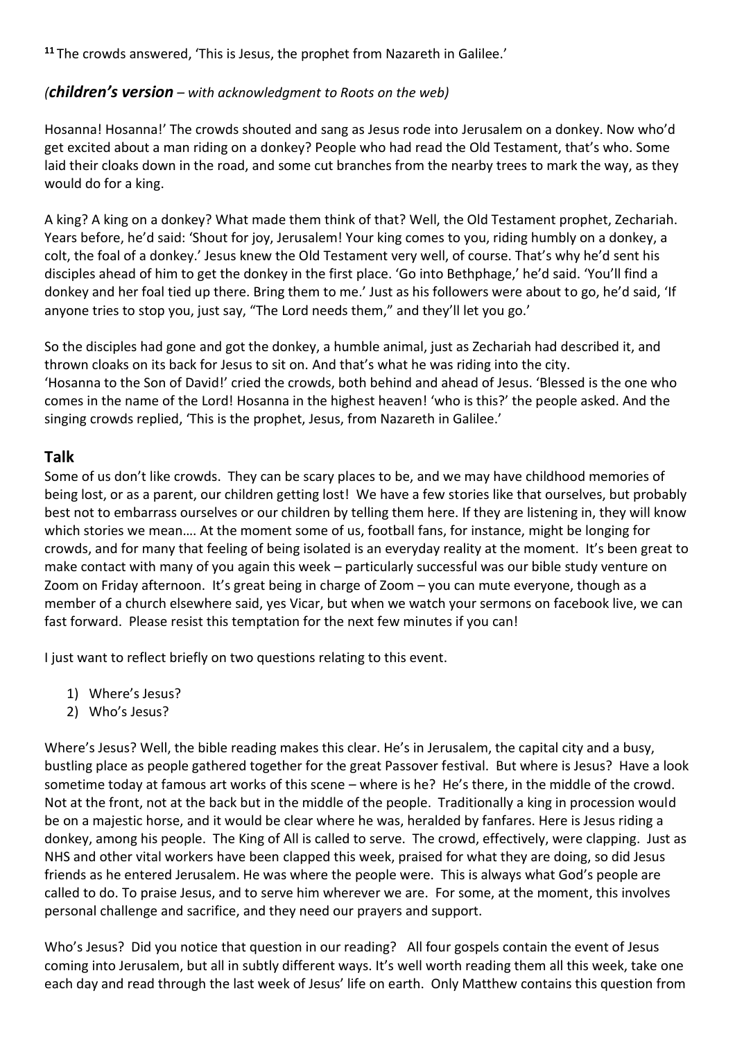[11] The crowds answered, 'This is Jesus, the prophet from Nazareth in Galilee.'

(***children's version** – with acknowledgment to Roots on the web)*

Hosanna! Hosanna!' The crowds shouted and sang as Jesus rode into Jerusalem on a donkey. Now who'd get excited about a man riding on a donkey? People who had read the Old Testament, that's who. Some laid their cloaks down in the road, and some cut branches from the nearby trees to mark the way, as they would do for a king.

A king? A king on a donkey? What made them think of that? Well, the Old Testament prophet, Zechariah. Years before, he'd said: 'Shout for joy, Jerusalem! Your king comes to you, riding humbly on a donkey, a colt, the foal of a donkey.' Jesus knew the Old Testament very well, of course. That's why he'd sent his disciples ahead of him to get the donkey in the first place. 'Go into Bethphage,' he'd said. 'You'll find a donkey and her foal tied up there. Bring them to me.' Just as his followers were about to go, he'd said, 'If anyone tries to stop you, just say, "The Lord needs them," and they'll let you go.'

So the disciples had gone and got the donkey, a humble animal, just as Zechariah had described it, and thrown cloaks on its back for Jesus to sit on. And that's what he was riding into the city.
'Hosanna to the Son of David!' cried the crowds, both behind and ahead of Jesus. 'Blessed is the one who comes in the name of the Lord! Hosanna in the highest heaven! 'who is this?' the people asked. And the singing crowds replied, 'This is the prophet, Jesus, from Nazareth in Galilee.'

## Talk

Some of us don't like crowds. They can be scary places to be, and we may have childhood memories of being lost, or as a parent, our children getting lost! We have a few stories like that ourselves, but probably best not to embarrass ourselves or our children by telling them here. If they are listening in, they will know which stories we mean…. At the moment some of us, football fans, for instance, might be longing for crowds, and for many that feeling of being isolated is an everyday reality at the moment. It's been great to make contact with many of you again this week – particularly successful was our bible study venture on Zoom on Friday afternoon. It's great being in charge of Zoom – you can mute everyone, though as a member of a church elsewhere said, yes Vicar, but when we watch your sermons on facebook live, we can fast forward. Please resist this temptation for the next few minutes if you can!

I just want to reflect briefly on two questions relating to this event.

1) Where's Jesus?
2) Who's Jesus?

Where's Jesus? Well, the bible reading makes this clear. He's in Jerusalem, the capital city and a busy, bustling place as people gathered together for the great Passover festival. But where is Jesus? Have a look sometime today at famous art works of this scene – where is he? He's there, in the middle of the crowd. Not at the front, not at the back but in the middle of the people. Traditionally a king in procession would be on a majestic horse, and it would be clear where he was, heralded by fanfares. Here is Jesus riding a donkey, among his people. The King of All is called to serve. The crowd, effectively, were clapping. Just as NHS and other vital workers have been clapped this week, praised for what they are doing, so did Jesus friends as he entered Jerusalem. He was where the people were. This is always what God's people are called to do. To praise Jesus, and to serve him wherever we are. For some, at the moment, this involves personal challenge and sacrifice, and they need our prayers and support.

Who's Jesus? Did you notice that question in our reading? All four gospels contain the event of Jesus coming into Jerusalem, but all in subtly different ways. It's well worth reading them all this week, take one each day and read through the last week of Jesus' life on earth. Only Matthew contains this question from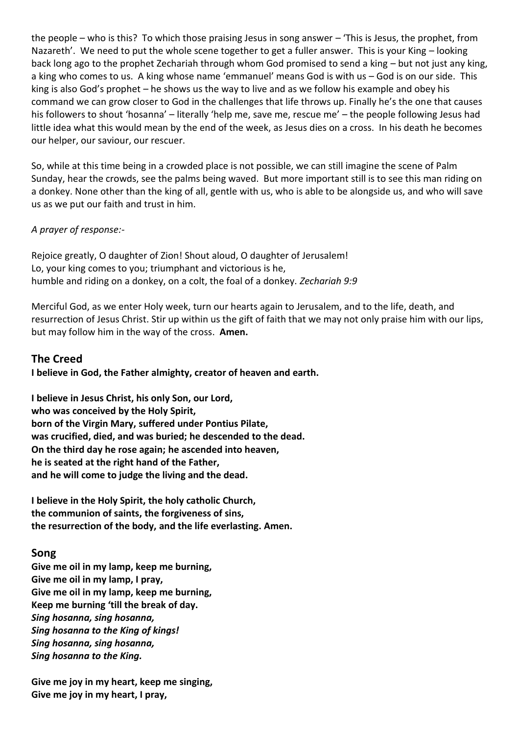the people – who is this? To which those praising Jesus in song answer – 'This is Jesus, the prophet, from Nazareth'. We need to put the whole scene together to get a fuller answer. This is your King – looking back long ago to the prophet Zechariah through whom God promised to send a king – but not just any king, a king who comes to us. A king whose name 'emmanuel' means God is with us – God is on our side. This king is also God's prophet – he shows us the way to live and as we follow his example and obey his command we can grow closer to God in the challenges that life throws up. Finally he's the one that causes his followers to shout 'hosanna' – literally 'help me, save me, rescue me' – the people following Jesus had little idea what this would mean by the end of the week, as Jesus dies on a cross. In his death he becomes our helper, our saviour, our rescuer.

So, while at this time being in a crowded place is not possible, we can still imagine the scene of Palm Sunday, hear the crowds, see the palms being waved. But more important still is to see this man riding on a donkey. None other than the king of all, gentle with us, who is able to be alongside us, and who will save us as we put our faith and trust in him.

*A prayer of response:-*

Rejoice greatly, O daughter of Zion! Shout aloud, O daughter of Jerusalem!
Lo, your king comes to you; triumphant and victorious is he,
humble and riding on a donkey, on a colt, the foal of a donkey. *Zechariah 9:9*

Merciful God, as we enter Holy week, turn our hearts again to Jerusalem, and to the life, death, and resurrection of Jesus Christ. Stir up within us the gift of faith that we may not only praise him with our lips, but may follow him in the way of the cross. **Amen.**

## The Creed

**I believe in God, the Father almighty, creator of heaven and earth.**

**I believe in Jesus Christ, his only Son, our Lord,**
**who was conceived by the Holy Spirit,**
**born of the Virgin Mary, suffered under Pontius Pilate,**
**was crucified, died, and was buried; he descended to the dead.**
**On the third day he rose again; he ascended into heaven,**
**he is seated at the right hand of the Father,**
**and he will come to judge the living and the dead.**

**I believe in the Holy Spirit, the holy catholic Church,**
**the communion of saints, the forgiveness of sins,**
**the resurrection of the body, and the life everlasting. Amen.**

## Song

**Give me oil in my lamp, keep me burning,**
**Give me oil in my lamp, I pray,**
**Give me oil in my lamp, keep me burning,**
**Keep me burning 'till the break of day.**
***Sing hosanna, sing hosanna,***
***Sing hosanna to the King of kings!***
***Sing hosanna, sing hosanna,***
***Sing hosanna to the King.***

**Give me joy in my heart, keep me singing,**
**Give me joy in my heart, I pray,**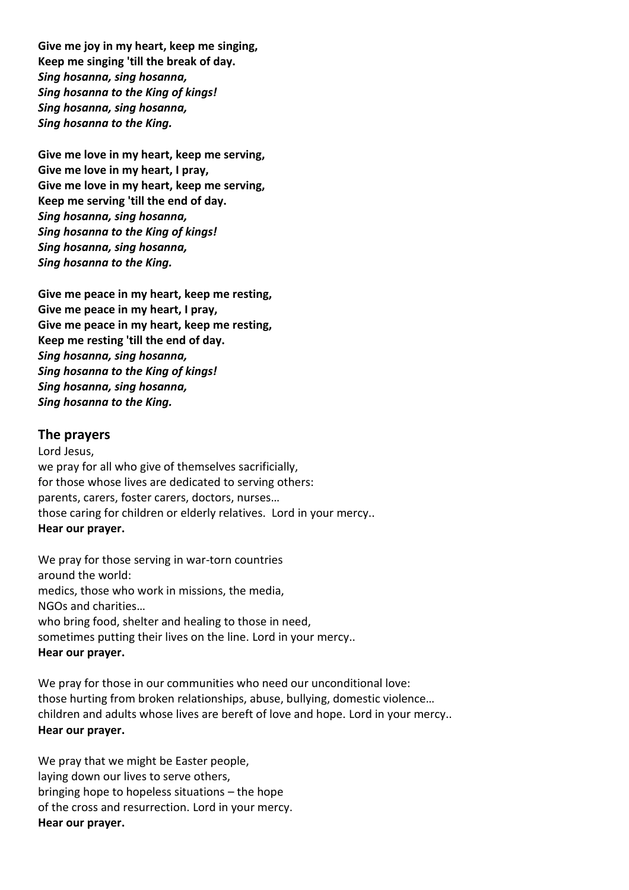**Give me joy in my heart, keep me singing,**
**Keep me singing 'till the break of day.**
***Sing hosanna, sing hosanna,***
***Sing hosanna to the King of kings!***
***Sing hosanna, sing hosanna,***
***Sing hosanna to the King.***

**Give me love in my heart, keep me serving,**
**Give me love in my heart, I pray,**
**Give me love in my heart, keep me serving,**
**Keep me serving 'till the end of day.**
***Sing hosanna, sing hosanna,***
***Sing hosanna to the King of kings!***
***Sing hosanna, sing hosanna,***
***Sing hosanna to the King.***

**Give me peace in my heart, keep me resting,**
**Give me peace in my heart, I pray,**
**Give me peace in my heart, keep me resting,**
**Keep me resting 'till the end of day.**
***Sing hosanna, sing hosanna,***
***Sing hosanna to the King of kings!***
***Sing hosanna, sing hosanna,***
***Sing hosanna to the King.***

## The prayers

Lord Jesus,
we pray for all who give of themselves sacrificially,
for those whose lives are dedicated to serving others:
parents, carers, foster carers, doctors, nurses…
those caring for children or elderly relatives. Lord in your mercy..
**Hear our prayer.**

We pray for those serving in war-torn countries
around the world:
medics, those who work in missions, the media,
NGOs and charities…
who bring food, shelter and healing to those in need,
sometimes putting their lives on the line. Lord in your mercy..
**Hear our prayer.**

We pray for those in our communities who need our unconditional love:
those hurting from broken relationships, abuse, bullying, domestic violence…
children and adults whose lives are bereft of love and hope. Lord in your mercy..
**Hear our prayer.**

We pray that we might be Easter people,
laying down our lives to serve others,
bringing hope to hopeless situations – the hope
of the cross and resurrection. Lord in your mercy.
**Hear our prayer.**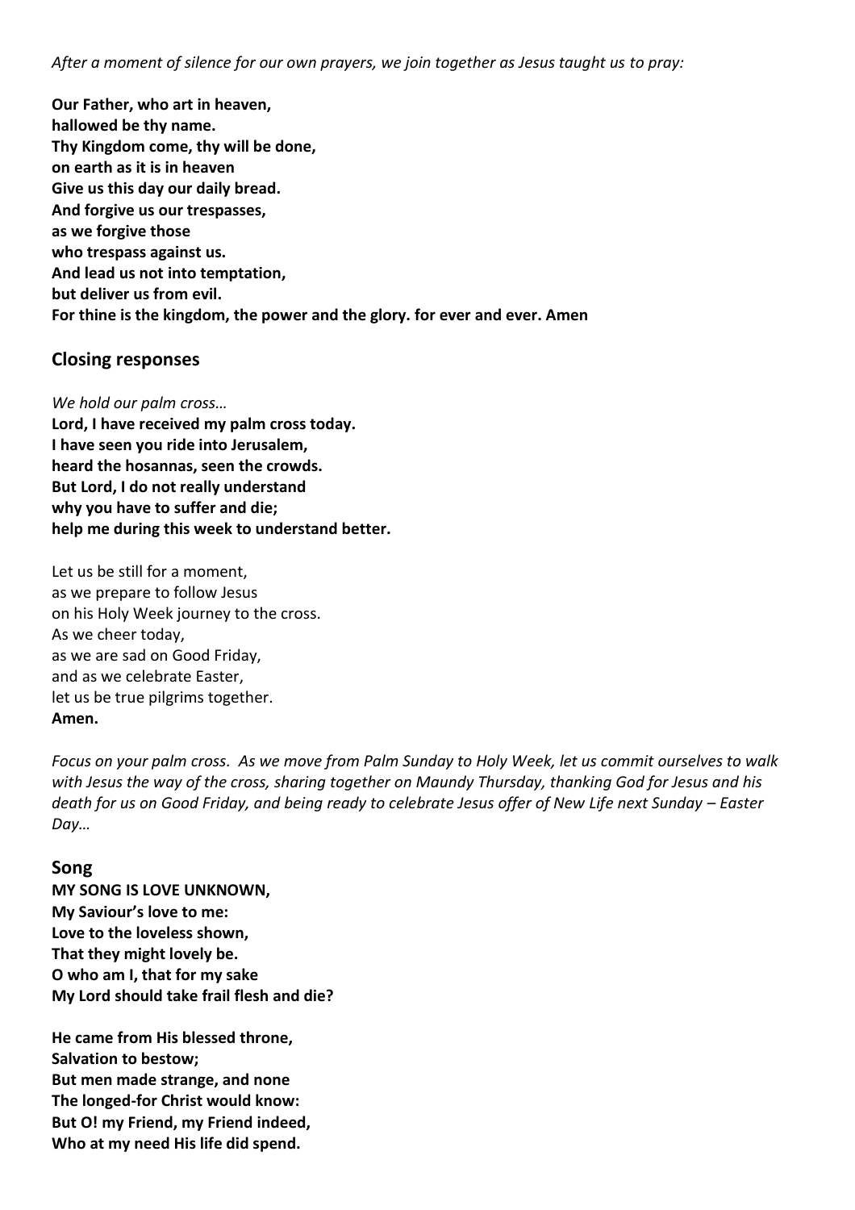*After a moment of silence for our own prayers, we join together as Jesus taught us to pray:*

**Our Father, who art in heaven,**
**hallowed be thy name.**
**Thy Kingdom come, thy will be done,**
**on earth as it is in heaven**
**Give us this day our daily bread.**
**And forgive us our trespasses,**
**as we forgive those**
**who trespass against us.**
**And lead us not into temptation,**
**but deliver us from evil.**
**For thine is the kingdom, the power and the glory. for ever and ever. Amen**

## Closing responses

*We hold our palm cross…*
**Lord, I have received my palm cross today.**
**I have seen you ride into Jerusalem,**
**heard the hosannas, seen the crowds.**
**But Lord, I do not really understand**
**why you have to suffer and die;**
**help me during this week to understand better.**

Let us be still for a moment,
as we prepare to follow Jesus
on his Holy Week journey to the cross.
As we cheer today,
as we are sad on Good Friday,
and as we celebrate Easter,
let us be true pilgrims together.
**Amen.**

*Focus on your palm cross. As we move from Palm Sunday to Holy Week, let us commit ourselves to walk with Jesus the way of the cross, sharing together on Maundy Thursday, thanking God for Jesus and his death for us on Good Friday, and being ready to celebrate Jesus offer of New Life next Sunday – Easter Day…*

## Song

**MY SONG IS LOVE UNKNOWN,**
**My Saviour's love to me:**
**Love to the loveless shown,**
**That they might lovely be.**
**O who am I, that for my sake**
**My Lord should take frail flesh and die?**

**He came from His blessed throne,**
**Salvation to bestow;**
**But men made strange, and none**
**The longed-for Christ would know:**
**But O! my Friend, my Friend indeed,**
**Who at my need His life did spend.**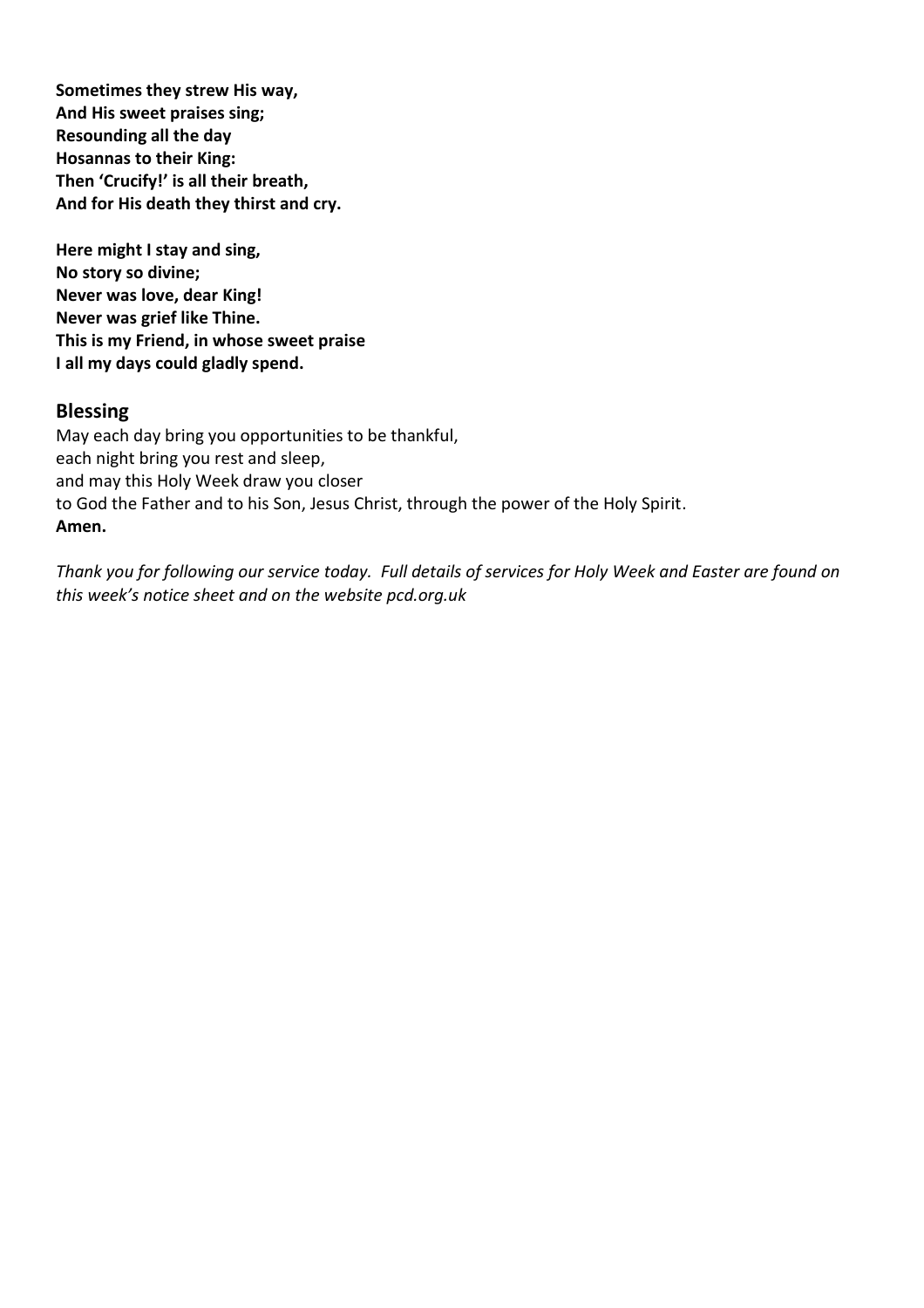**Sometimes they strew His way,**
**And His sweet praises sing;**
**Resounding all the day**
**Hosannas to their King:**
**Then 'Crucify!' is all their breath,**
**And for His death they thirst and cry.**

**Here might I stay and sing,**
**No story so divine;**
**Never was love, dear King!**
**Never was grief like Thine.**
**This is my Friend, in whose sweet praise**
**I all my days could gladly spend.**

## Blessing

May each day bring you opportunities to be thankful,
each night bring you rest and sleep,
and may this Holy Week draw you closer
to God the Father and to his Son, Jesus Christ, through the power of the Holy Spirit.
**Amen.**

*Thank you for following our service today. Full details of services for Holy Week and Easter are found on this week's notice sheet and on the website pcd.org.uk*